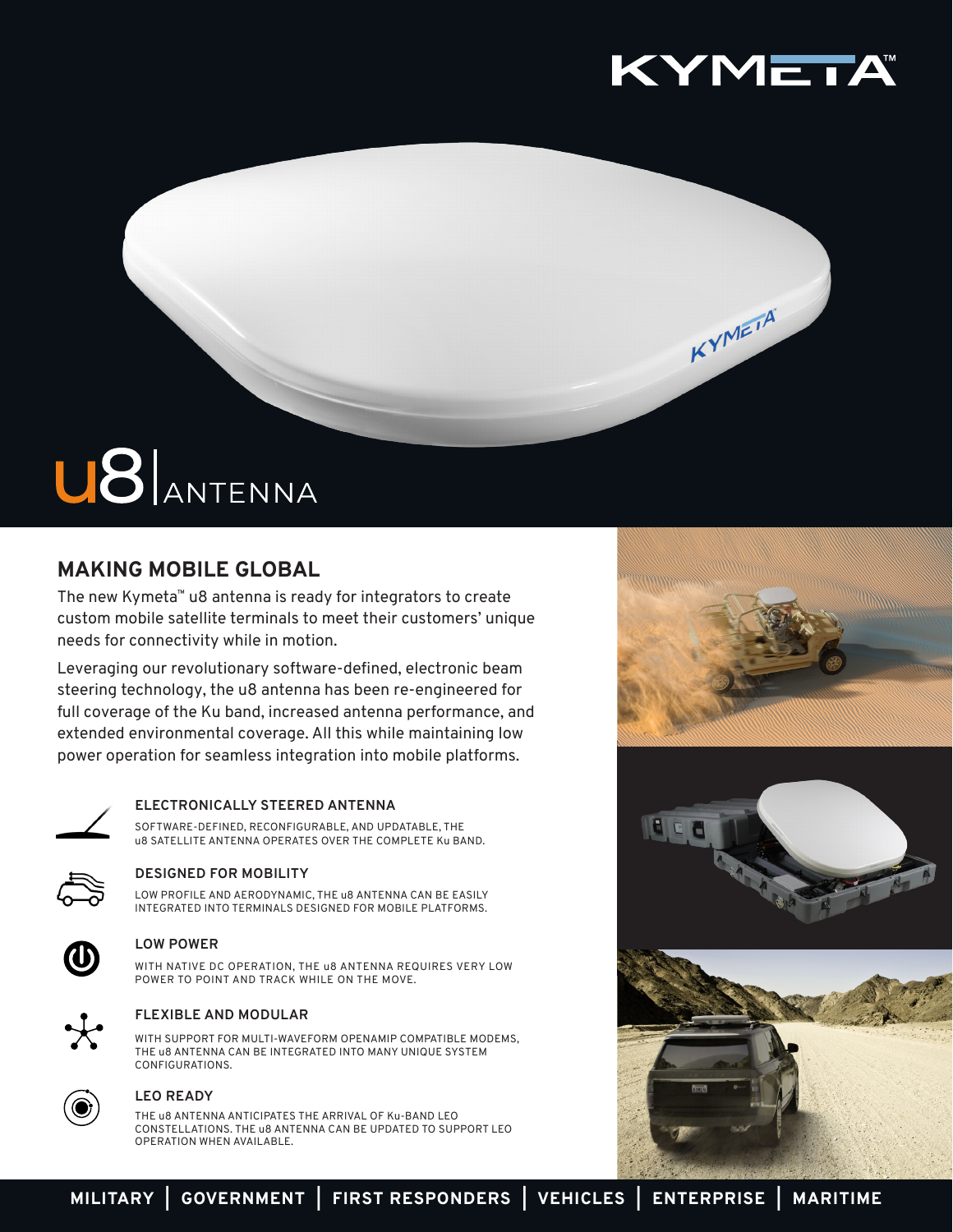# u8 | ANTENNA

## MAKING MOBILE GLOBAL

The new Kymeta™ u8 antenna is ready for integrators to create custom mobile satellite terminals to meet their customers' unique needs for connectivity while in motion.

Leveraging our revolutionary software-defined, electronic beam steering technology, the u8 antenna has been re-engineered for full coverage of the Ku band, increased antenna performance, and extended environmental coverage. All this while maintaining low power operation for seamless integration into mobile platforms.

### ELECTRONICALLY STEERED ANTENNA

SOFTWARE-DEFINED, RECONFIGURABLE, AND UPDATABLE, THE u8 SATELLITE ANTENNA OPERATES OVER THE COMPLETE Ku BAND.

### DESIGNED FOR MOBILITY

LOW PROFILE AND AERODYNAMIC, THE u8 ANTENNA CAN BE EASILY INTEGRATED INTO TERMINALS DESIGNED FOR MOBILE PLATFORMS.

### LOW POWER

WITH NATIVE DC OPERATION, THE u8 ANTENNA REQUIRES VERY LOW POWER TO POINT AND TRACK WHILE ON THE MOVE.

### FLEXIBLE AND MODULAR

WITH SUPPORT FOR MULTI-WAVEFORM OPENAMIP COMPATIBLE MODEMS, THE u8 ANTENNA CAN BE INTEGRATED INTO MANY UNIQUE SYSTEM CONFIGURATIONS.

### LEO READY

THE u8 ANTENNA ANTICIPATES THE ARRIVAL OF Ku-BAND LEO CONSTELLATIONS. THE u8 ANTENNA CAN BE UPDATED TO SUPPORT LEO OPERATION WHEN AVAILABLE.

**MILITARY | GOVERNMENT | FIRST RESPONDERS | VEHICLES | ENTERPRISE | MARITIME**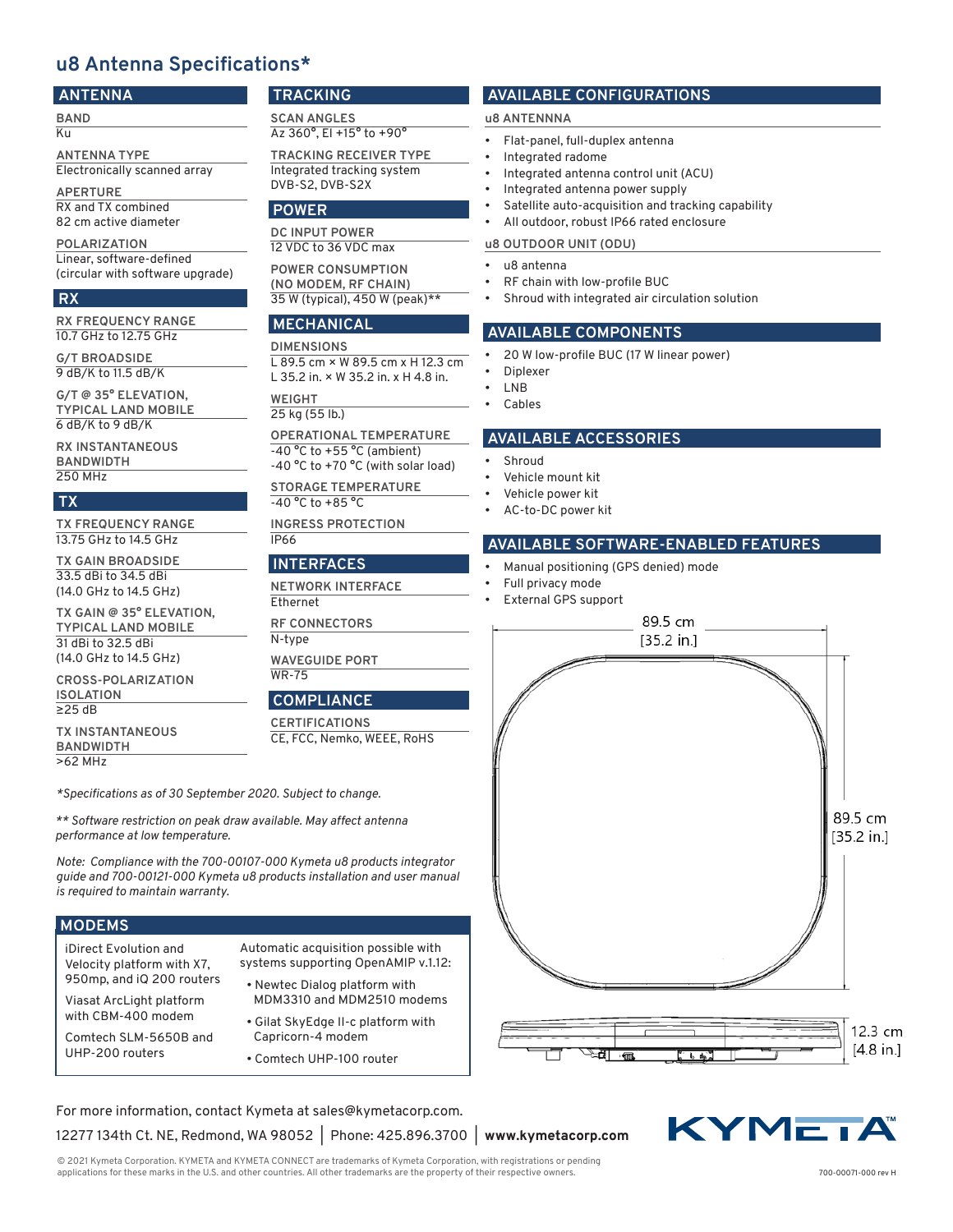# u8 Antenna Specifications*

## ANTENNA

**BAND**
Ku

**ANTENNA TYPE**
Electronically scanned array

**APERTURE**
RX and TX combined
82 cm active diameter

**POLARIZATION**
Linear, software-defined
(circular with software upgrade)

## RX

**RX FREQUENCY RANGE**
10.7 GHz to 12.75 GHz

**G/T BROADSIDE**
9 dB/K to 11.5 dB/K

**G/T @ 35° ELEVATION, TYPICAL LAND MOBILE**
6 dB/K to 9 dB/K

**RX INSTANTANEOUS BANDWIDTH**
250 MHz

## TX

**TX FREQUENCY RANGE**
13.75 GHz to 14.5 GHz

**TX GAIN BROADSIDE**
33.5 dBi to 34.5 dBi
(14.0 GHz to 14.5 GHz)

**TX GAIN @ 35° ELEVATION, TYPICAL LAND MOBILE**
31 dBi to 32.5 dBi
(14.0 GHz to 14.5 GHz)

**CROSS-POLARIZATION ISOLATION**
≥25 dB

**TX INSTANTANEOUS BANDWIDTH**
>62 MHz

## TRACKING

**SCAN ANGLES**
Az 360°, El +15° to +90°

**TRACKING RECEIVER TYPE**
Integrated tracking system
DVB-S2, DVB-S2X

## POWER

**DC INPUT POWER**
12 VDC to 36 VDC max

**POWER CONSUMPTION (NO MODEM, RF CHAIN)**
35 W (typical), 450 W (peak)**

## MECHANICAL

**DIMENSIONS**
L 89.5 cm × W 89.5 cm x H 12.3 cm
L 35.2 in. × W 35.2 in. x H 4.8 in.

**WEIGHT**
25 kg (55 lb.)

**OPERATIONAL TEMPERATURE**
-40 °C to +55 °C (ambient)
-40 °C to +70 °C (with solar load)

**STORAGE TEMPERATURE**
-40 °C to +85 °C

**INGRESS PROTECTION**
IP66

## INTERFACES

**NETWORK INTERFACE**
Ethernet

**RF CONNECTORS**
N-type

**WAVEGUIDE PORT**
WR-75

## COMPLIANCE

**CERTIFICATIONS**
CE, FCC, Nemko, WEEE, RoHS

*\*Specifications as of 30 September 2020. Subject to change.*

*\*\* Software restriction on peak draw available. May affect antenna performance at low temperature.*

*Note: Compliance with the 700-00107-000 Kymeta u8 products integrator guide and 700-00121-000 Kymeta u8 products installation and user manual is required to maintain warranty.*

## MODEMS

iDirect Evolution and Velocity platform with X7, 950mp, and iQ 200 routers

Viasat ArcLight platform with CBM-400 modem

Comtech SLM-5650B and UHP-200 routers

Automatic acquisition possible with systems supporting OpenAMIP v.1.12:

- Newtec Dialog platform with MDM3310 and MDM2510 modems
- Gilat SkyEdge II-c platform with Capricorn-4 modem
- Comtech UHP-100 router

## AVAILABLE CONFIGURATIONS

**u8 ANTENNNA**

- Flat-panel, full-duplex antenna
- Integrated radome
- Integrated antenna control unit (ACU)
- Integrated antenna power supply
- Satellite auto-acquisition and tracking capability
- All outdoor, robust IP66 rated enclosure

**u8 OUTDOOR UNIT (ODU)**

- u8 antenna
- RF chain with low-profile BUC
- Shroud with integrated air circulation solution

## AVAILABLE COMPONENTS

- 20 W low-profile BUC (17 W linear power)
- Diplexer
- LNB
- Cables

## AVAILABLE ACCESSORIES

- Shroud
- Vehicle mount kit
- Vehicle power kit
- AC-to-DC power kit

## AVAILABLE SOFTWARE-ENABLED FEATURES

- Manual positioning (GPS denied) mode
- Full privacy mode
- External GPS support

89.5 cm
[35.2 in.]

89.5 cm
[35.2 in.]

12.3 cm
[4.8 in.]

For more information, contact Kymeta at sales@kymetacorp.com.

12277 134th Ct. NE, Redmond, WA 98052 | Phone: 425.896.3700 | **www.kymetacorp.com**

KYMETA™

© 2021 Kymeta Corporation. KYMETA and KYMETA CONNECT are trademarks of Kymeta Corporation, with registrations or pending applications for these marks in the U.S. and other countries. All other trademarks are the property of their respective owners.

700-00071-000 rev H